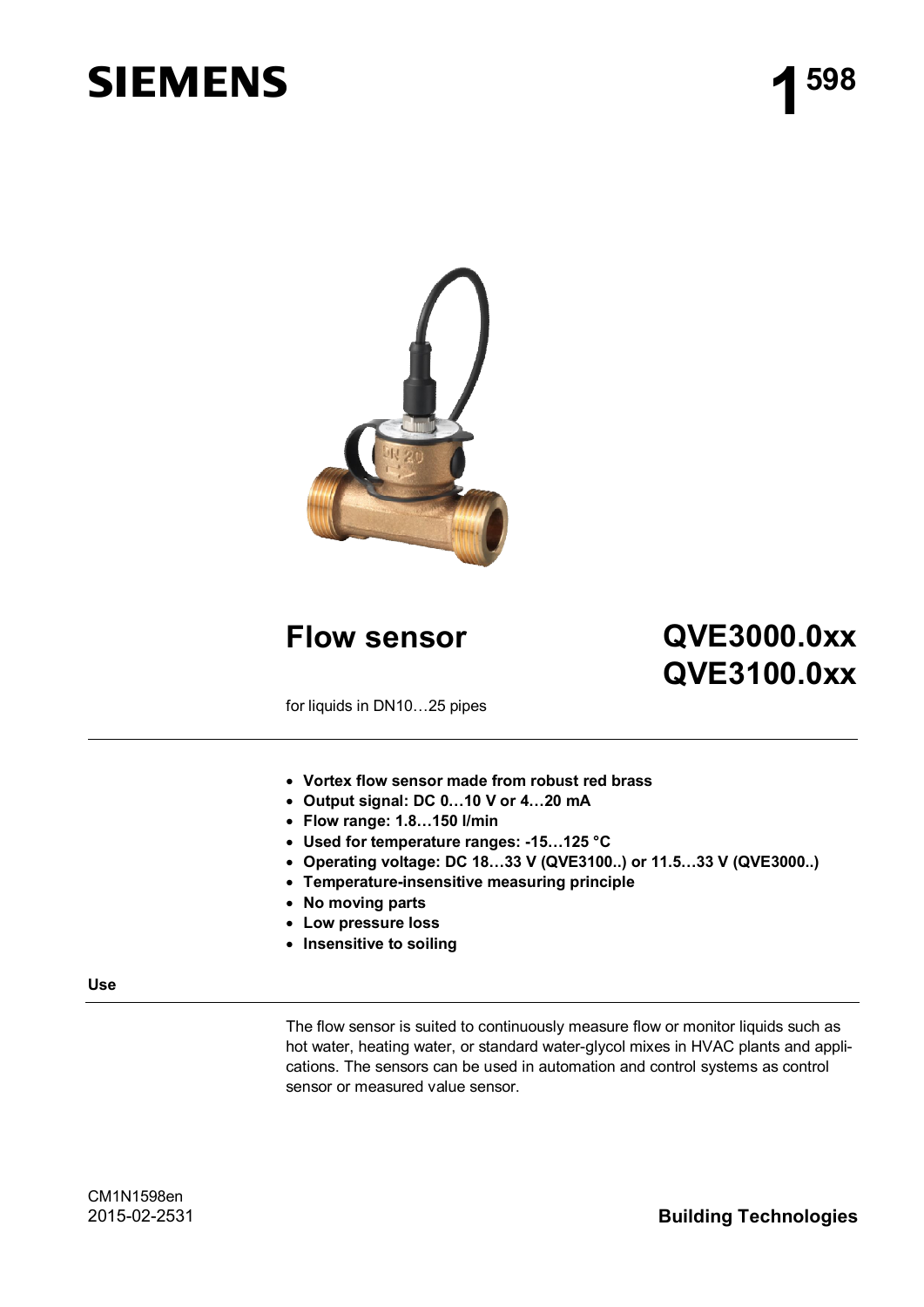# Flow sensor

# QVE3000.0xx
# QVE3100.0xx

for liquids in DN10…25 pipes

- **Vortex flow sensor made from robust red brass**
- **Output signal: DC 0…10 V or 4…20 mA**
- **Flow range: 1.8…150 l/min**
- **Used for temperature ranges: -15…125 °C**
- **Operating voltage: DC 18…33 V (QVE3100..) or 11.5…33 V (QVE3000..)**
- **Temperature-insensitive measuring principle**
- **No moving parts**
- **Low pressure loss**
- **Insensitive to soiling**

## Use

The flow sensor is suited to continuously measure flow or monitor liquids such as hot water, heating water, or standard water-glycol mixes in HVAC plants and applications. The sensors can be used in automation and control systems as control sensor or measured value sensor.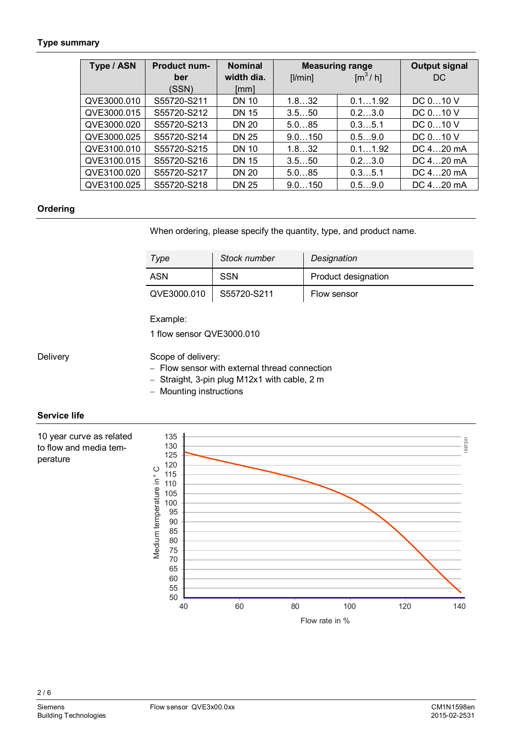## Type summary

| Type / ASN | Product number (SSN) | Nominal width dia. [mm] | Measuring range | | Output signal DC |
|---|---|---|---|---|---|
| | | | [l/min] | [m$^3$/ h] | |
| QVE3000.010 | S55720-S211 | DN 10 | 1.8…32 | 0.1…1.92 | DC 0…10 V |
| QVE3000.015 | S55720-S212 | DN 15 | 3.5…50 | 0.2…3.0 | DC 0…10 V |
| QVE3000.020 | S55720-S213 | DN 20 | 5.0…85 | 0.3…5.1 | DC 0…10 V |
| QVE3000.025 | S55720-S214 | DN 25 | 9.0…150 | 0.5…9.0 | DC 0…10 V |
| QVE3100.010 | S55720-S215 | DN 10 | 1.8…32 | 0.1…1.92 | DC 4…20 mA |
| QVE3100.015 | S55720-S216 | DN 15 | 3.5…50 | 0.2…3.0 | DC 4…20 mA |
| QVE3100.020 | S55720-S217 | DN 20 | 5.0…85 | 0.3…5.1 | DC 4…20 mA |
| QVE3100.025 | S55720-S218 | DN 25 | 9.0…150 | 0.5…9.0 | DC 4…20 mA |

## Ordering

When ordering, please specify the quantity, type, and product name.

| *Type* | *Stock number* | *Designation* |
|---|---|---|
| ASN | SSN | Product designation |
| QVE3000.010 | S55720-S211 | Flow sensor |

Example:

1 flow sensor QVE3000.010

**Delivery**

Scope of delivery:

- Flow sensor with external thread connection
- Straight, 3-pin plug M12x1 with cable, 2 m
- Mounting instructions

## Service life

10 year curve as related to flow and media temperature

Medium temperature in ° C (50…135) vs. Flow rate in % (40…140)

1597D01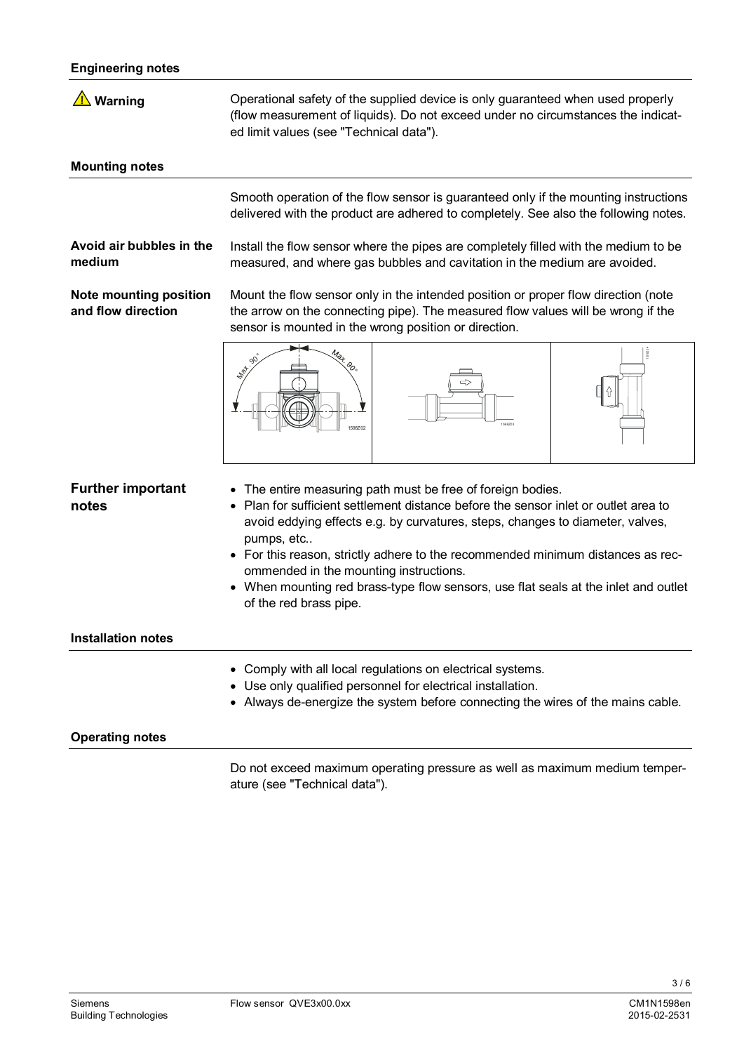## Engineering notes

**⚠ Warning**

Operational safety of the supplied device is only guaranteed when used properly (flow measurement of liquids). Do not exceed under no circumstances the indicated limit values (see "Technical data").

## Mounting notes

Smooth operation of the flow sensor is guaranteed only if the mounting instructions delivered with the product are adhered to completely. See also the following notes.

**Avoid air bubbles in the medium**

Install the flow sensor where the pipes are completely filled with the medium to be measured, and where gas bubbles and cavitation in the medium are avoided.

**Note mounting position and flow direction**

Mount the flow sensor only in the intended position or proper flow direction (note the arrow on the connecting pipe). The measured flow values will be wrong if the sensor is mounted in the wrong position or direction.

**Further important notes**

- The entire measuring path must be free of foreign bodies.
- Plan for sufficient settlement distance before the sensor inlet or outlet area to avoid eddying effects e.g. by curvatures, steps, changes to diameter, valves, pumps, etc..
- For this reason, strictly adhere to the recommended minimum distances as recommended in the mounting instructions.
- When mounting red brass-type flow sensors, use flat seals at the inlet and outlet of the red brass pipe.

## Installation notes

- Comply with all local regulations on electrical systems.
- Use only qualified personnel for electrical installation.
- Always de-energize the system before connecting the wires of the mains cable.

## Operating notes

Do not exceed maximum operating pressure as well as maximum medium temperature (see "Technical data").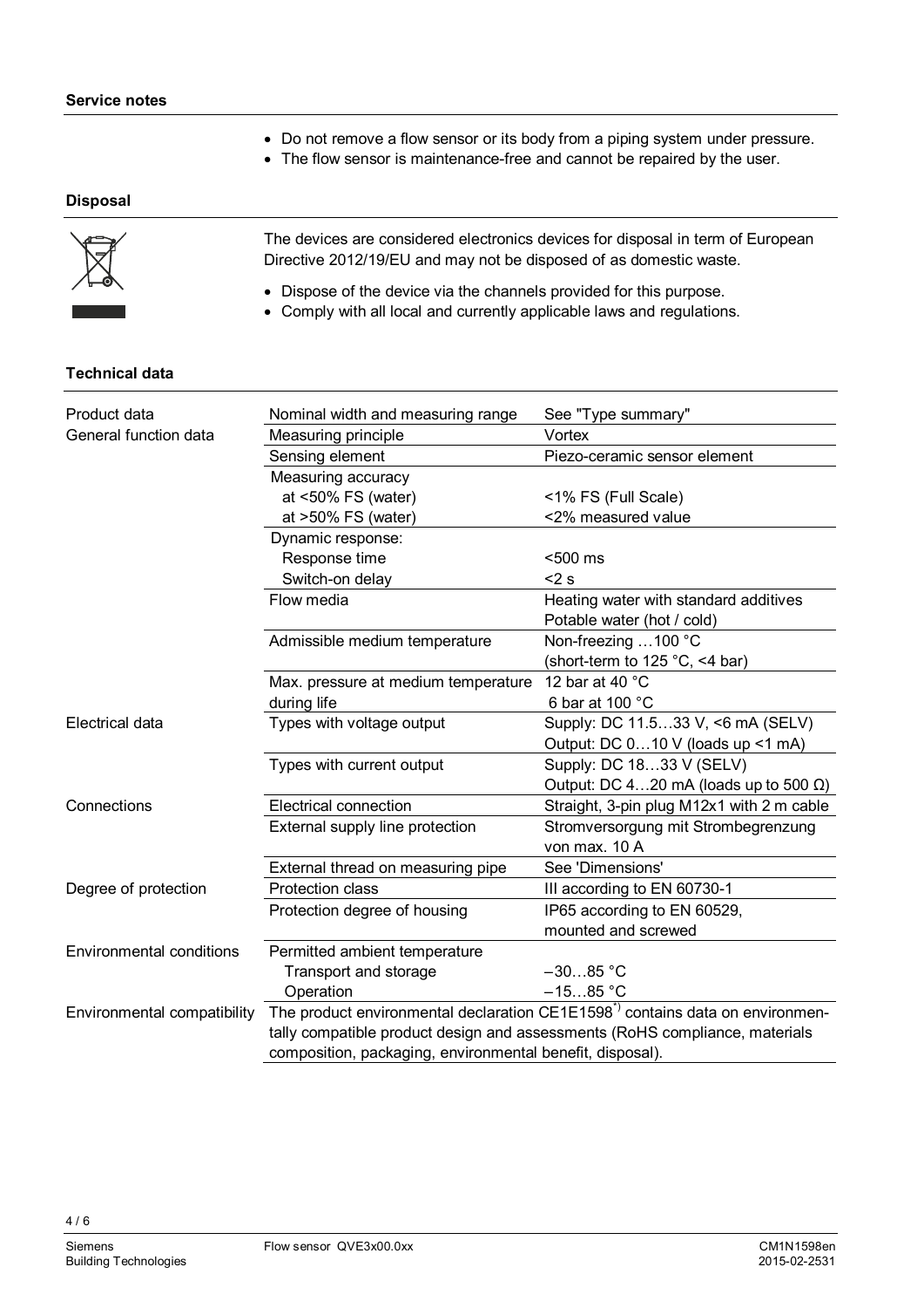## Service notes

- Do not remove a flow sensor or its body from a piping system under pressure.
- The flow sensor is maintenance-free and cannot be repaired by the user.

## Disposal

The devices are considered electronics devices for disposal in term of European Directive 2012/19/EU and may not be disposed of as domestic waste.

- Dispose of the device via the channels provided for this purpose.
- Comply with all local and currently applicable laws and regulations.

## Technical data

| | | |
|---|---|---|
| Product data | Nominal width and measuring range | See "Type summary" |
| General function data | Measuring principle | Vortex |
| | Sensing element | Piezo-ceramic sensor element |
| | Measuring accuracy<br>at <50% FS (water)<br>at >50% FS (water) | <br><1% FS (Full Scale)<br><2% measured value |
| | Dynamic response:<br>Response time<br>Switch-on delay | <br><500 ms<br><2 s |
| | Flow media | Heating water with standard additives<br>Potable water (hot / cold) |
| | Admissible medium temperature | Non-freezing …100 °C<br>(short-term to 125 °C, <4 bar) |
| | Max. pressure at medium temperature during life | 12 bar at 40 °C<br>6 bar at 100 °C |
| Electrical data | Types with voltage output | Supply: DC 11.5…33 V, <6 mA (SELV)<br>Output: DC 0…10 V (loads up <1 mA) |
| | Types with current output | Supply: DC 18…33 V (SELV)<br>Output: DC 4…20 mA (loads up to 500 Ω) |
| Connections | Electrical connection | Straight, 3-pin plug M12x1 with 2 m cable |
| | External supply line protection | Stromversorgung mit Strombegrenzung von max. 10 A |
| | External thread on measuring pipe | See 'Dimensions' |
| Degree of protection | Protection class | III according to EN 60730-1 |
| | Protection degree of housing | IP65 according to EN 60529, mounted and screwed |
| Environmental conditions | Permitted ambient temperature<br>Transport and storage<br>Operation | <br>−30…85 °C<br>−15…85 °C |
| Environmental compatibility | The product environmental declaration CE1E1598*) contains data on environmentally compatible product design and assessments (RoHS compliance, materials composition, packaging, environmental benefit, disposal). | |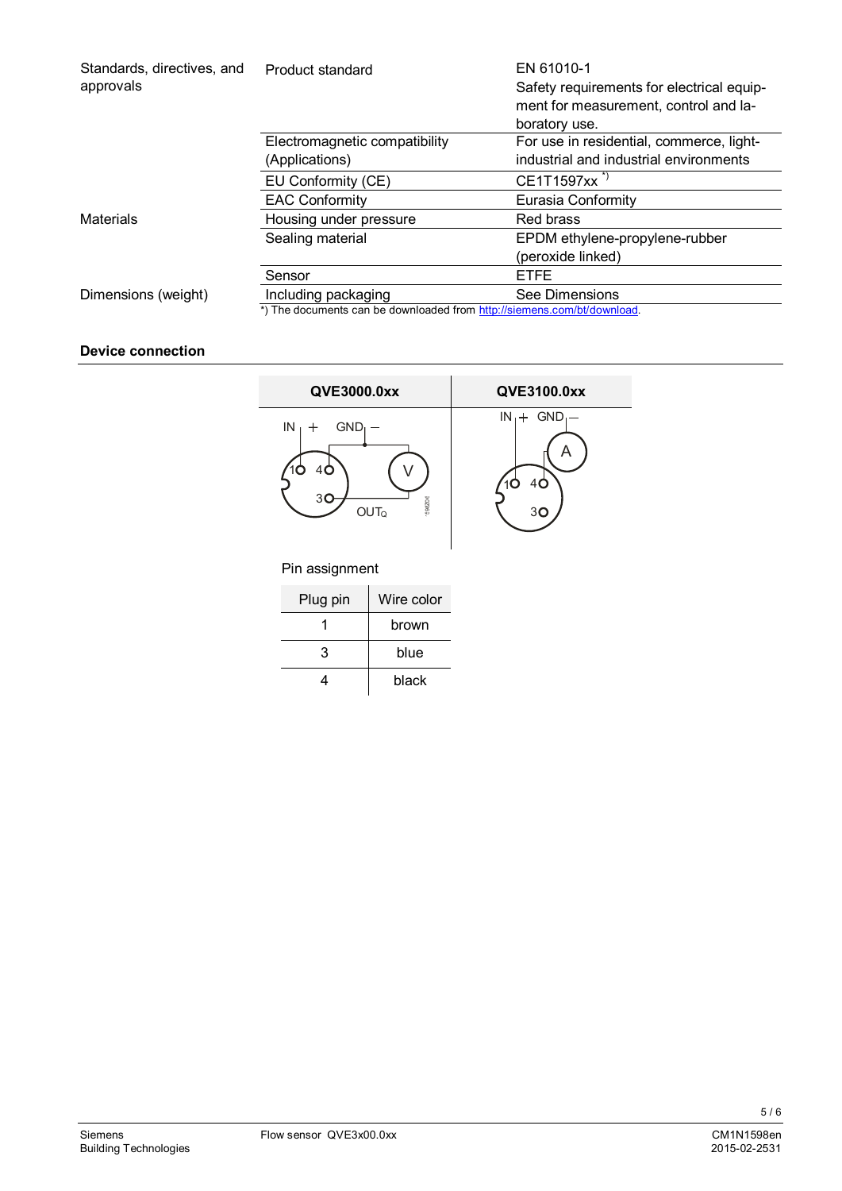| | | |
|---|---|---|
| Standards, directives, and approvals | Product standard | EN 61010-1<br>Safety requirements for electrical equipment for measurement, control and laboratory use. |
| | Electromagnetic compatibility (Applications) | For use in residential, commerce, light-industrial and industrial environments |
| | EU Conformity (CE) | CE1T1597xx *) |
| | EAC Conformity | Eurasia Conformity |
| Materials | Housing under pressure | Red brass |
| | Sealing material | EPDM ethylene-propylene-rubber (peroxide linked) |
| | Sensor | ETFE |
| Dimensions (weight) | Including packaging | See Dimensions |

*) The documents can be downloaded from http://siemens.com/bt/download.

**Device connection**

| QVE3000.0xx | QVE3100.0xx |
|---|---|
| IN + GND – 1 4 3 V OUT$_Q$ | IN + GND – A 1 4 3 |

Pin assignment

| Plug pin | Wire color |
|---|---|
| 1 | brown |
| 3 | blue |
| 4 | black |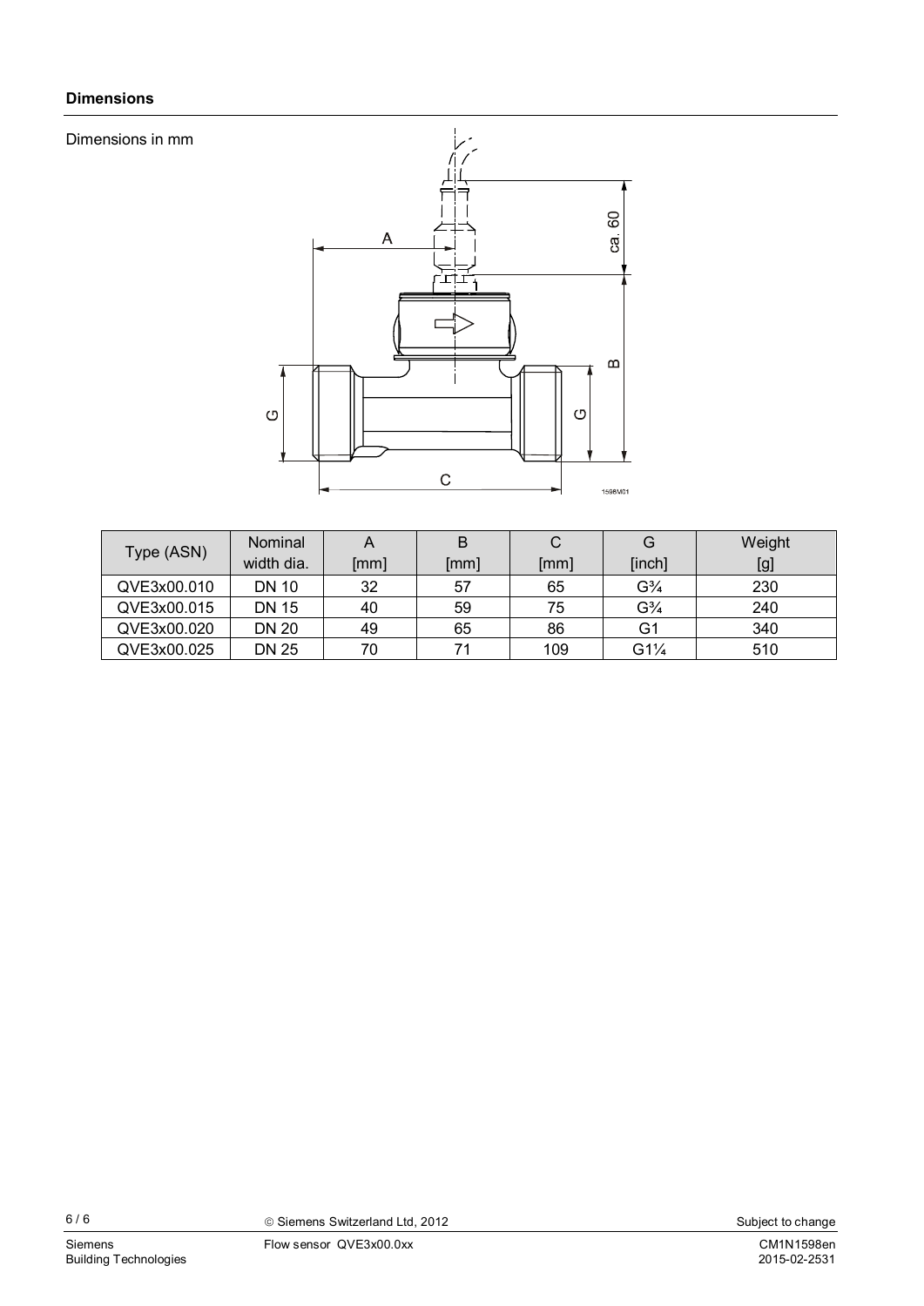## Dimensions

Dimensions in mm

A

ca. 60

B

G

G

C

1598M01

| Type (ASN) | Nominal width dia. | A [mm] | B [mm] | C [mm] | G [inch] | Weight [g] |
|---|---|---|---|---|---|---|
| QVE3x00.010 | DN 10 | 32 | 57 | 65 | G¾ | 230 |
| QVE3x00.015 | DN 15 | 40 | 59 | 75 | G¾ | 240 |
| QVE3x00.020 | DN 20 | 49 | 65 | 86 | G1 | 340 |
| QVE3x00.025 | DN 25 | 70 | 71 | 109 | G1¼ | 510 |